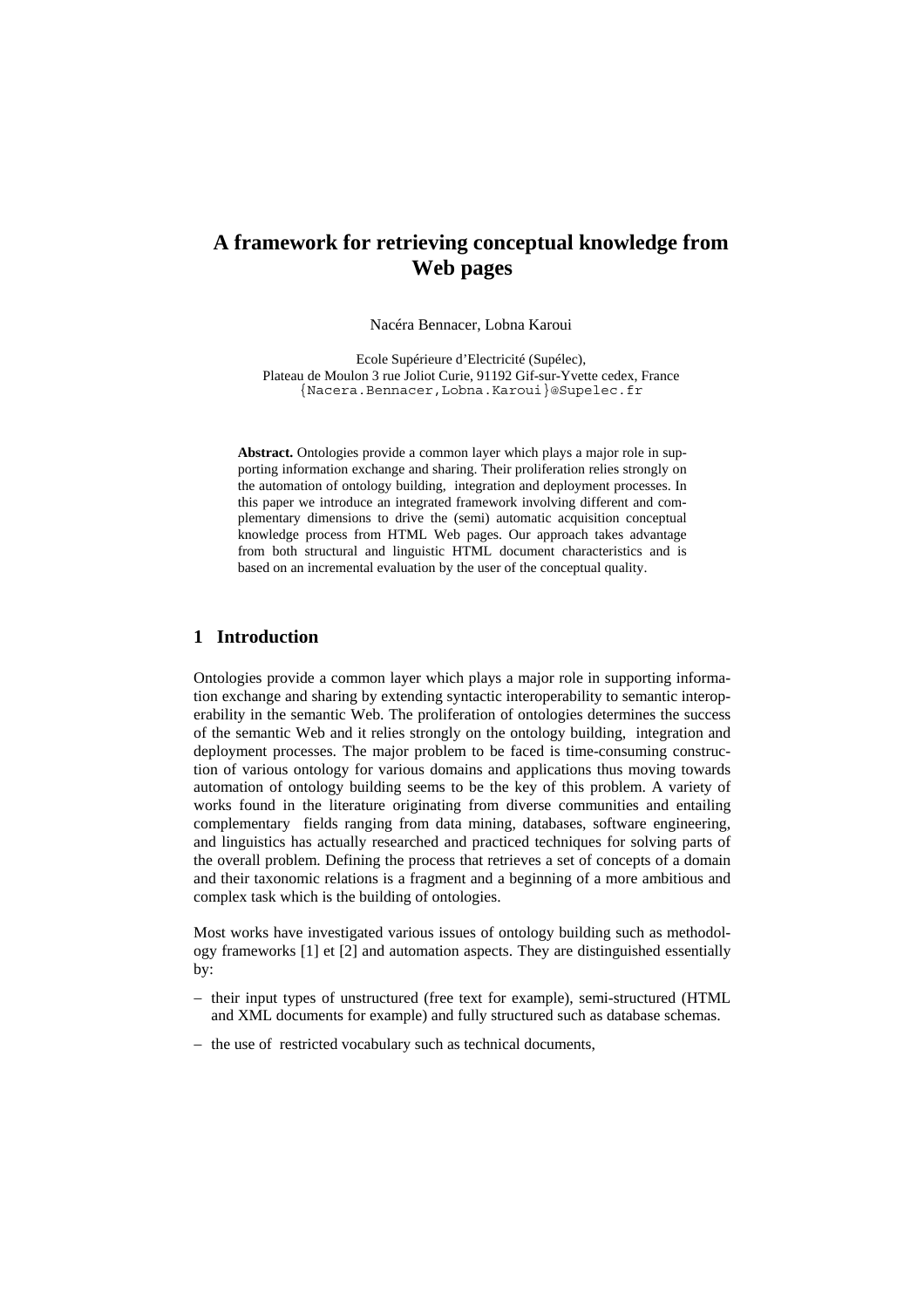# A framework for retrieving conceptual knowledge from Web pages

Nacéra Bennacer, Lobna Karoui

Ecole Supérieure d'Electricité (Supélec),
Plateau de Moulon 3 rue Joliot Curie, 91192 Gif-sur-Yvette cedex, France
{Nacera.Bennacer,Lobna.Karoui}@Supelec.fr

**Abstract.** Ontologies provide a common layer which plays a major role in supporting information exchange and sharing. Their proliferation relies strongly on the automation of ontology building, integration and deployment processes. In this paper we introduce an integrated framework involving different and complementary dimensions to drive the (semi) automatic acquisition conceptual knowledge process from HTML Web pages. Our approach takes advantage from both structural and linguistic HTML document characteristics and is based on an incremental evaluation by the user of the conceptual quality.

## 1 Introduction

Ontologies provide a common layer which plays a major role in supporting information exchange and sharing by extending syntactic interoperability to semantic interoperability in the semantic Web. The proliferation of ontologies determines the success of the semantic Web and it relies strongly on the ontology building, integration and deployment processes. The major problem to be faced is time-consuming construction of various ontology for various domains and applications thus moving towards automation of ontology building seems to be the key of this problem. A variety of works found in the literature originating from diverse communities and entailing complementary fields ranging from data mining, databases, software engineering, and linguistics has actually researched and practiced techniques for solving parts of the overall problem. Defining the process that retrieves a set of concepts of a domain and their taxonomic relations is a fragment and a beginning of a more ambitious and complex task which is the building of ontologies.

Most works have investigated various issues of ontology building such as methodology frameworks [1] et [2] and automation aspects. They are distinguished essentially by:

- their input types of unstructured (free text for example), semi-structured (HTML and XML documents for example) and fully structured such as database schemas.
- the use of restricted vocabulary such as technical documents,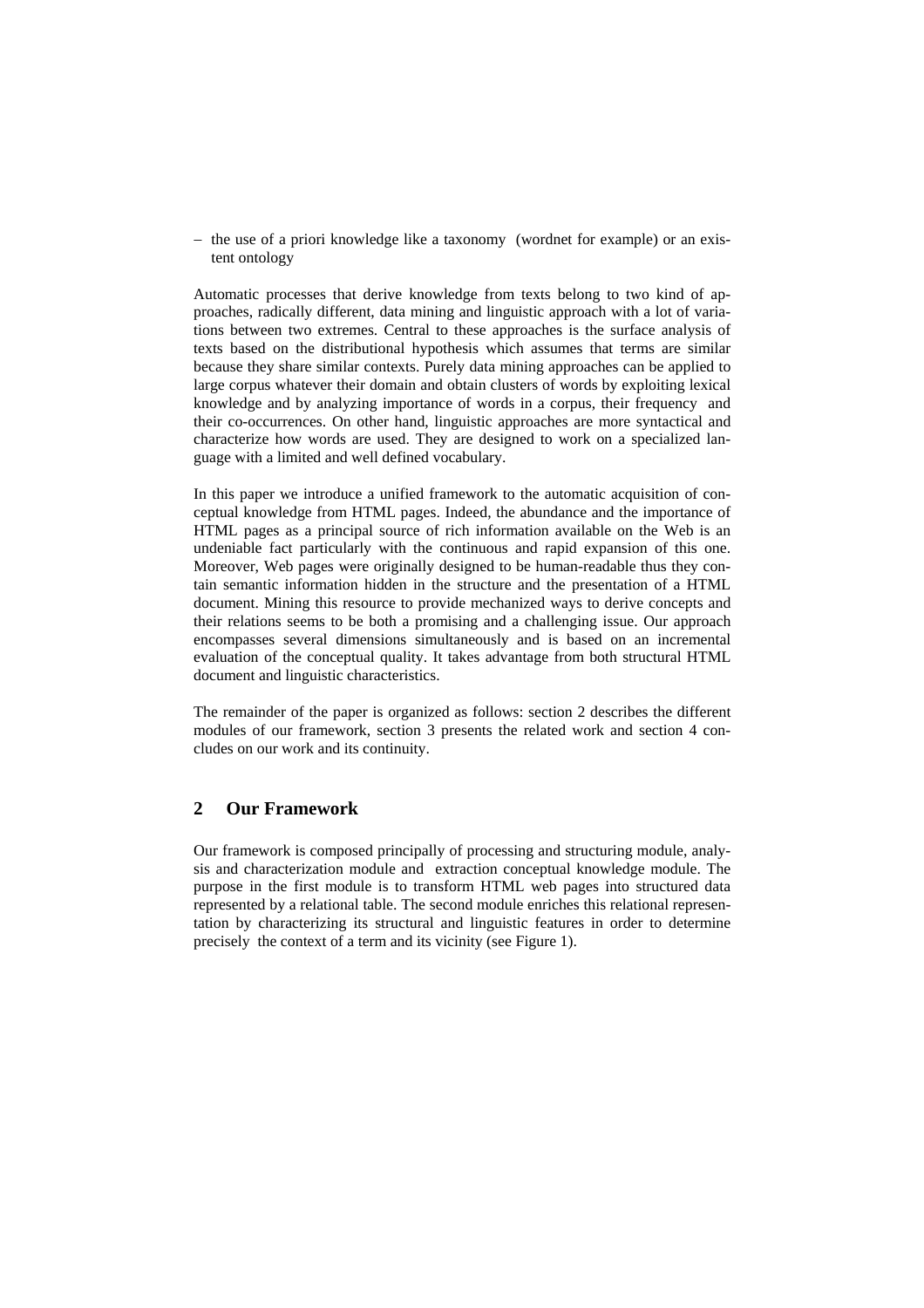– the use of a priori knowledge like a taxonomy (wordnet for example) or an existent ontology

Automatic processes that derive knowledge from texts belong to two kind of approaches, radically different, data mining and linguistic approach with a lot of variations between two extremes. Central to these approaches is the surface analysis of texts based on the distributional hypothesis which assumes that terms are similar because they share similar contexts. Purely data mining approaches can be applied to large corpus whatever their domain and obtain clusters of words by exploiting lexical knowledge and by analyzing importance of words in a corpus, their frequency and their co-occurrences. On other hand, linguistic approaches are more syntactical and characterize how words are used. They are designed to work on a specialized language with a limited and well defined vocabulary.

In this paper we introduce a unified framework to the automatic acquisition of conceptual knowledge from HTML pages. Indeed, the abundance and the importance of HTML pages as a principal source of rich information available on the Web is an undeniable fact particularly with the continuous and rapid expansion of this one. Moreover, Web pages were originally designed to be human-readable thus they contain semantic information hidden in the structure and the presentation of a HTML document. Mining this resource to provide mechanized ways to derive concepts and their relations seems to be both a promising and a challenging issue. Our approach encompasses several dimensions simultaneously and is based on an incremental evaluation of the conceptual quality. It takes advantage from both structural HTML document and linguistic characteristics.

The remainder of the paper is organized as follows: section 2 describes the different modules of our framework, section 3 presents the related work and section 4 concludes on our work and its continuity.

## 2 Our Framework

Our framework is composed principally of processing and structuring module, analysis and characterization module and extraction conceptual knowledge module. The purpose in the first module is to transform HTML web pages into structured data represented by a relational table. The second module enriches this relational representation by characterizing its structural and linguistic features in order to determine precisely the context of a term and its vicinity (see Figure 1).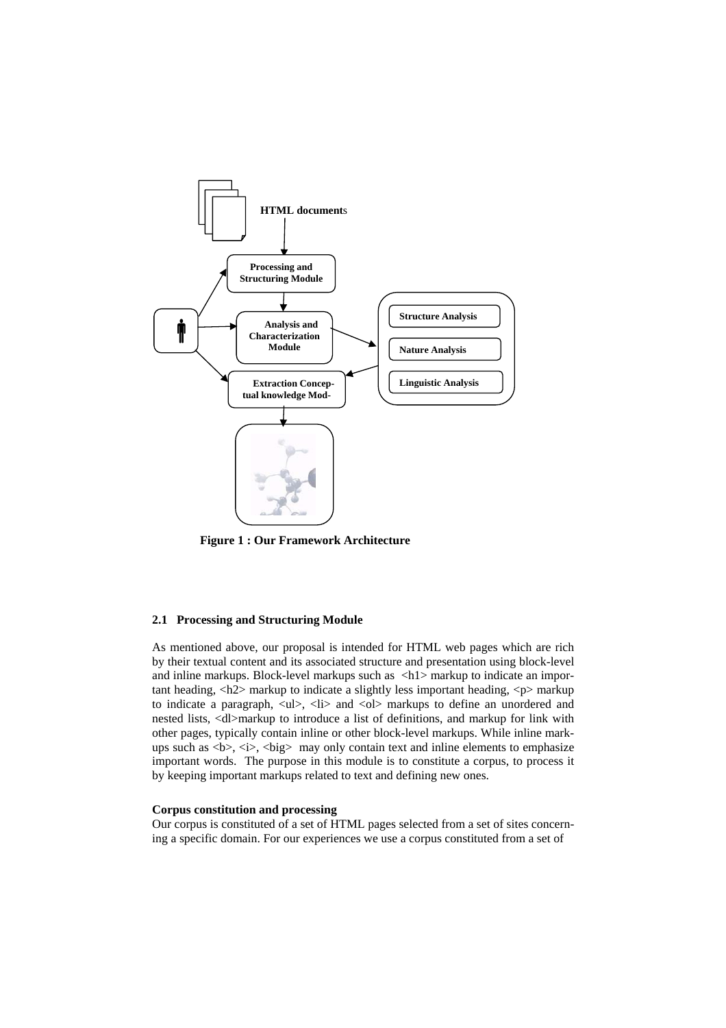**Figure 1 : Our Framework Architecture**

### 2.1 Processing and Structuring Module

As mentioned above, our proposal is intended for HTML web pages which are rich by their textual content and its associated structure and presentation using block-level and inline markups. Block-level markups such as <h1> markup to indicate an important heading, <h2> markup to indicate a slightly less important heading, <p> markup to indicate a paragraph, <ul>, <li> and <ol> markups to define an unordered and nested lists, <dl>markup to introduce a list of definitions, and markup for link with other pages, typically contain inline or other block-level markups. While inline markups such as <b>, <i>, <big> may only contain text and inline elements to emphasize important words. The purpose in this module is to constitute a corpus, to process it by keeping important markups related to text and defining new ones.

**Corpus constitution and processing**
Our corpus is constituted of a set of HTML pages selected from a set of sites concerning a specific domain. For our experiences we use a corpus constituted from a set of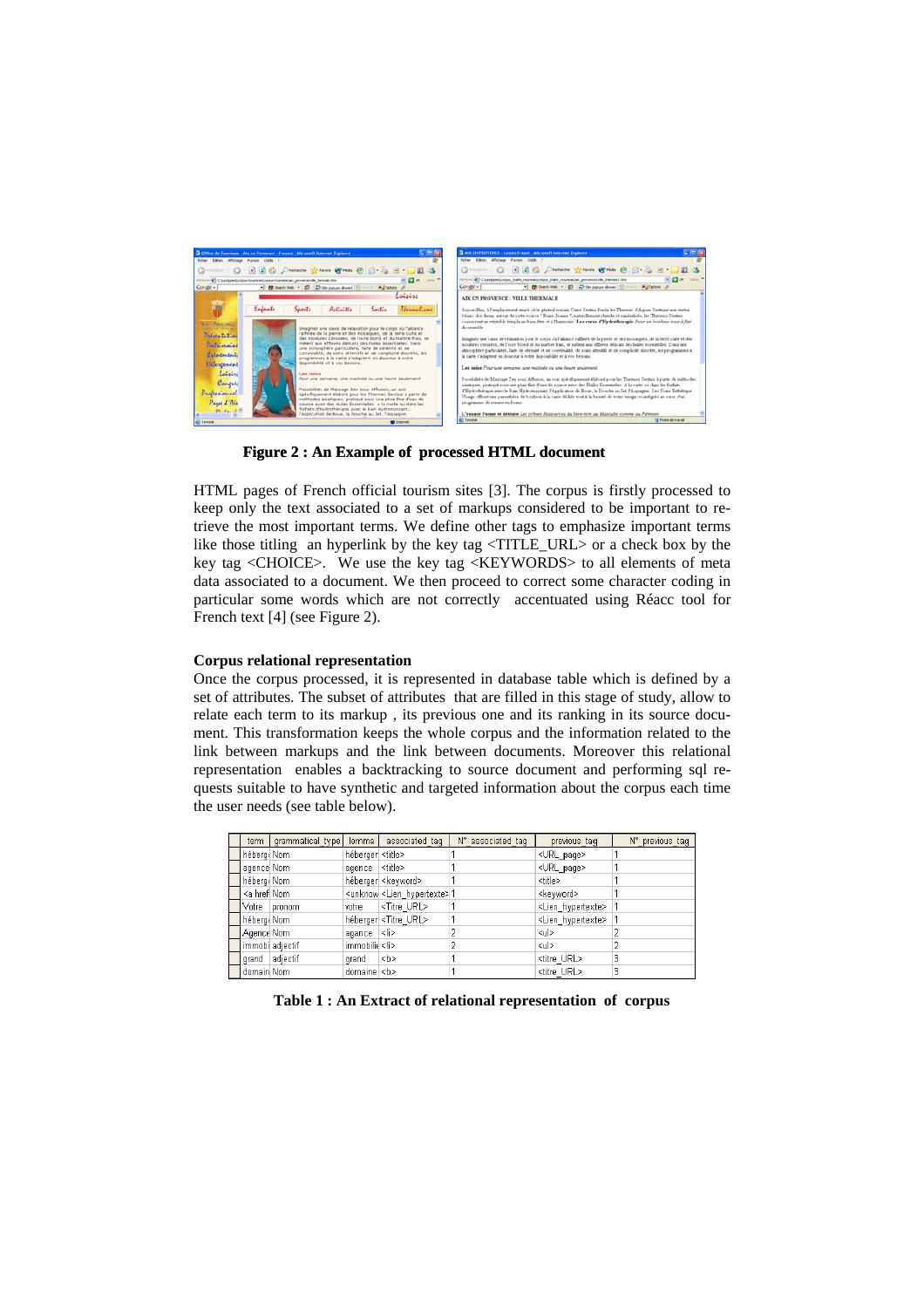**Figure 2 : An Example of processed HTML document**

HTML pages of French official tourism sites [3]. The corpus is firstly processed to keep only the text associated to a set of markups considered to be important to retrieve the most important terms. We define other tags to emphasize important terms like those titling an hyperlink by the key tag <TITLE_URL> or a check box by the key tag <CHOICE>. We use the key tag <KEYWORDS> to all elements of meta data associated to a document. We then proceed to correct some character coding in particular some words which are not correctly accentuated using Réacc tool for French text [4] (see Figure 2).

**Corpus relational representation**

Once the corpus processed, it is represented in database table which is defined by a set of attributes. The subset of attributes that are filled in this stage of study, allow to relate each term to its markup , its previous one and its ranking in its source document. This transformation keeps the whole corpus and the information related to the link between markups and the link between documents. Moreover this relational representation enables a backtracking to source document and performing sql requests suitable to have synthetic and targeted information about the corpus each time the user needs (see table below).

| term | grammatical_type | lemma | associated_tag | N° associated_tag | previous_tag | N° previous_tag |
|---|---|---|---|---|---|---|
| hébergı | Nom | héberger | <title> | 1 | <URL_page> | 1 |
| agence | Nom | agence | <title> | 1 | <URL_page> | 1 |
| hébergı | Nom | héberger | <keyword> | 1 | <title> | 1 |
| <a href | Nom | <unknow | <Lien_hypertexte> | 1 | <keyword> | 1 |
| Votre | pronom | votre | <Titre_URL> | 1 | <Lien_hypertexte> | 1 |
| hébergı | Nom | héberger | <Titre_URL> | 1 | <Lien_hypertexte> | 1 |
| Agence | Nom | agence | <li> | 2 | <ul> | 2 |
| immobi | adjectif | immobilie | <li> | 2 | <ul> | 2 |
| grand | adjectif | grand | <b> | 1 | <titre_URL> | 3 |
| domain | Nom | domaine | <b> | 1 | <titre_URL> | 3 |

**Table 1 : An Extract of relational representation of corpus**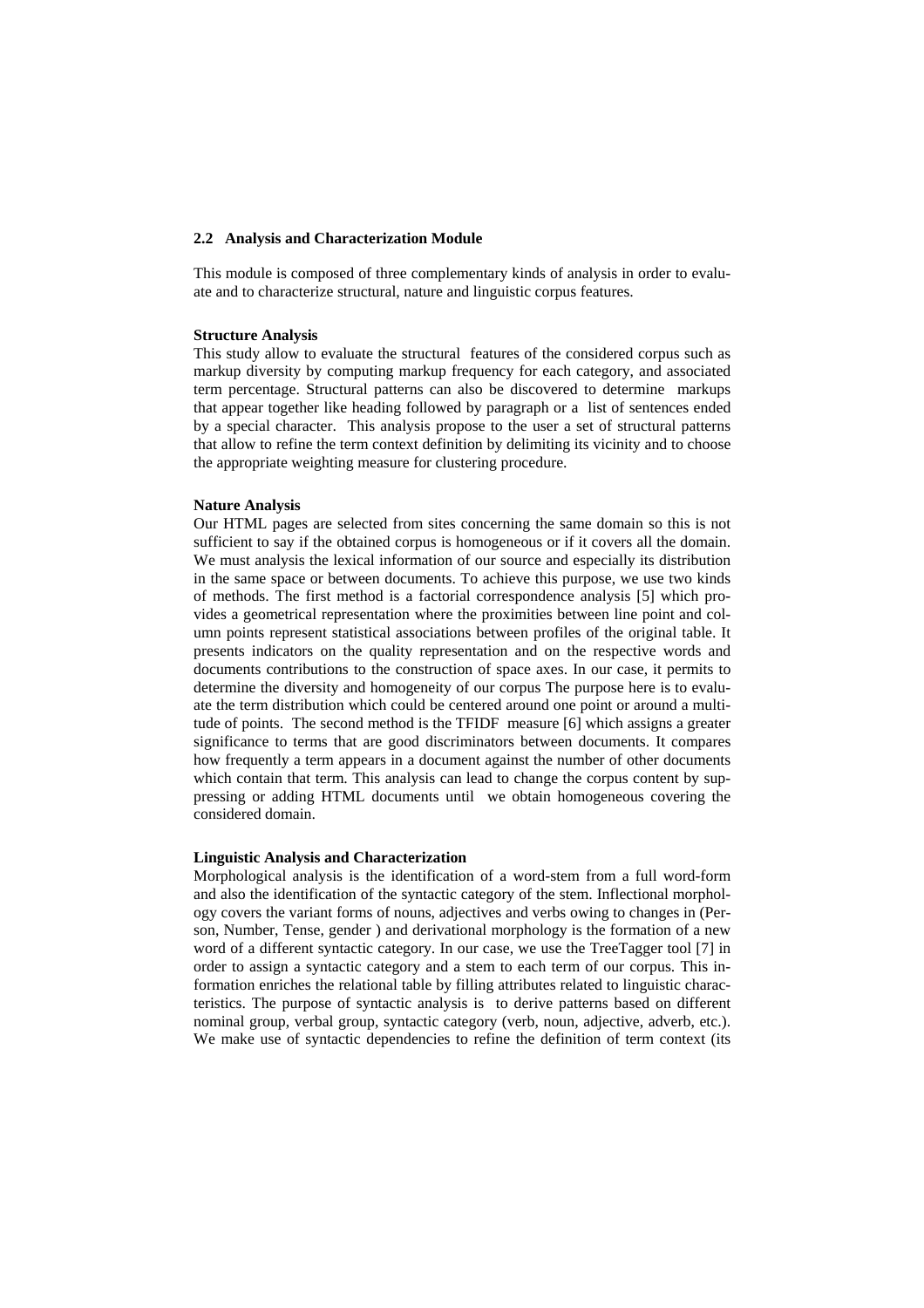### 2.2 Analysis and Characterization Module

This module is composed of three complementary kinds of analysis in order to evaluate and to characterize structural, nature and linguistic corpus features.

**Structure Analysis**

This study allow to evaluate the structural features of the considered corpus such as markup diversity by computing markup frequency for each category, and associated term percentage. Structural patterns can also be discovered to determine markups that appear together like heading followed by paragraph or a list of sentences ended by a special character. This analysis propose to the user a set of structural patterns that allow to refine the term context definition by delimiting its vicinity and to choose the appropriate weighting measure for clustering procedure.

**Nature Analysis**

Our HTML pages are selected from sites concerning the same domain so this is not sufficient to say if the obtained corpus is homogeneous or if it covers all the domain. We must analysis the lexical information of our source and especially its distribution in the same space or between documents. To achieve this purpose, we use two kinds of methods. The first method is a factorial correspondence analysis [5] which provides a geometrical representation where the proximities between line point and column points represent statistical associations between profiles of the original table. It presents indicators on the quality representation and on the respective words and documents contributions to the construction of space axes. In our case, it permits to determine the diversity and homogeneity of our corpus The purpose here is to evaluate the term distribution which could be centered around one point or around a multitude of points. The second method is the TFIDF measure [6] which assigns a greater significance to terms that are good discriminators between documents. It compares how frequently a term appears in a document against the number of other documents which contain that term. This analysis can lead to change the corpus content by suppressing or adding HTML documents until we obtain homogeneous covering the considered domain.

**Linguistic Analysis and Characterization**

Morphological analysis is the identification of a word-stem from a full word-form and also the identification of the syntactic category of the stem. Inflectional morphology covers the variant forms of nouns, adjectives and verbs owing to changes in (Person, Number, Tense, gender ) and derivational morphology is the formation of a new word of a different syntactic category. In our case, we use the TreeTagger tool [7] in order to assign a syntactic category and a stem to each term of our corpus. This information enriches the relational table by filling attributes related to linguistic characteristics. The purpose of syntactic analysis is to derive patterns based on different nominal group, verbal group, syntactic category (verb, noun, adjective, adverb, etc.). We make use of syntactic dependencies to refine the definition of term context (its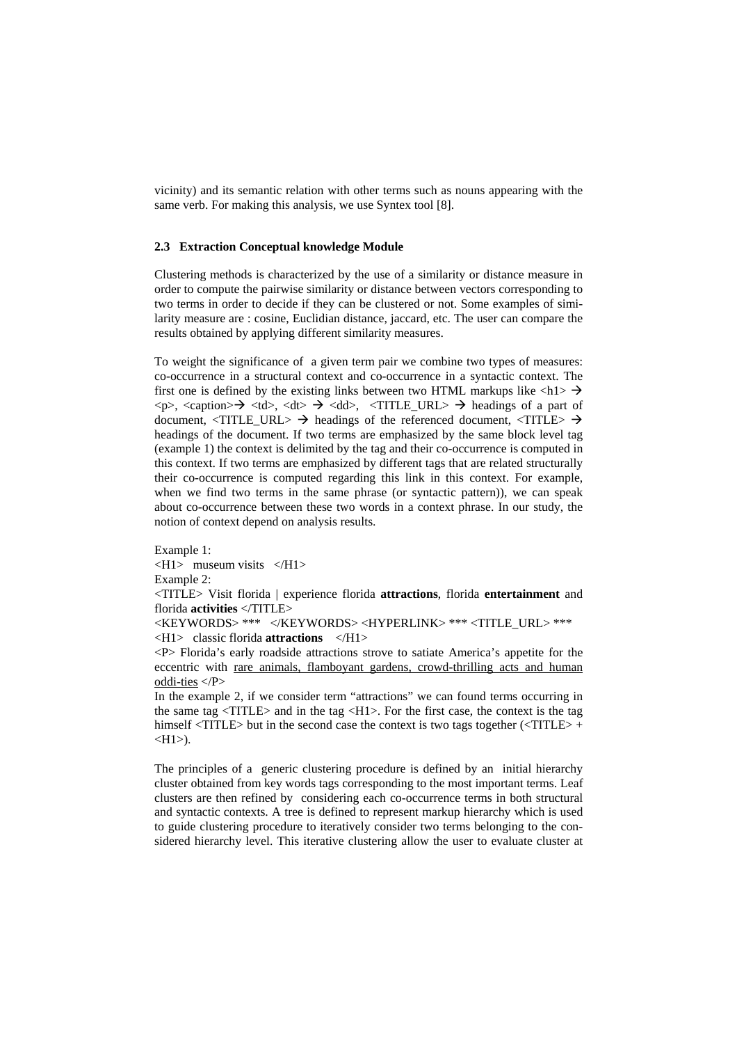vicinity) and its semantic relation with other terms such as nouns appearing with the same verb. For making this analysis, we use Syntex tool [8].

### 2.3 Extraction Conceptual knowledge Module

Clustering methods is characterized by the use of a similarity or distance measure in order to compute the pairwise similarity or distance between vectors corresponding to two terms in order to decide if they can be clustered or not. Some examples of similarity measure are : cosine, Euclidian distance, jaccard, etc. The user can compare the results obtained by applying different similarity measures.

To weight the significance of a given term pair we combine two types of measures: co-occurrence in a structural context and co-occurrence in a syntactic context. The first one is defined by the existing links between two HTML markups like <h1> → <p>, <caption>→ <td>, <dt> → <dd>, <TITLE_URL> → headings of a part of document, <TITLE_URL> → headings of the referenced document, <TITLE> → headings of the document. If two terms are emphasized by the same block level tag (example 1) the context is delimited by the tag and their co-occurrence is computed in this context. If two terms are emphasized by different tags that are related structurally their co-occurrence is computed regarding this link in this context. For example, when we find two terms in the same phrase (or syntactic pattern)), we can speak about co-occurrence between these two words in a context phrase. In our study, the notion of context depend on analysis results.

Example 1:
<H1> museum visits </H1>
Example 2:
<TITLE> Visit florida | experience florida **attractions**, florida **entertainment** and florida **activities** </TITLE>
<KEYWORDS> *** </KEYWORDS> <HYPERLINK> *** <TITLE_URL> ***
<H1> classic florida **attractions** </H1>
<P> Florida's early roadside attractions strove to satiate America's appetite for the eccentric with rare animals, flamboyant gardens, crowd-thrilling acts and human oddi-ties </P>
In the example 2, if we consider term "attractions" we can found terms occurring in the same tag <TITLE> and in the tag <H1>. For the first case, the context is the tag himself <TITLE> but in the second case the context is two tags together (<TITLE> + <H1>).

The principles of a generic clustering procedure is defined by an initial hierarchy cluster obtained from key words tags corresponding to the most important terms. Leaf clusters are then refined by considering each co-occurrence terms in both structural and syntactic contexts. A tree is defined to represent markup hierarchy which is used to guide clustering procedure to iteratively consider two terms belonging to the considered hierarchy level. This iterative clustering allow the user to evaluate cluster at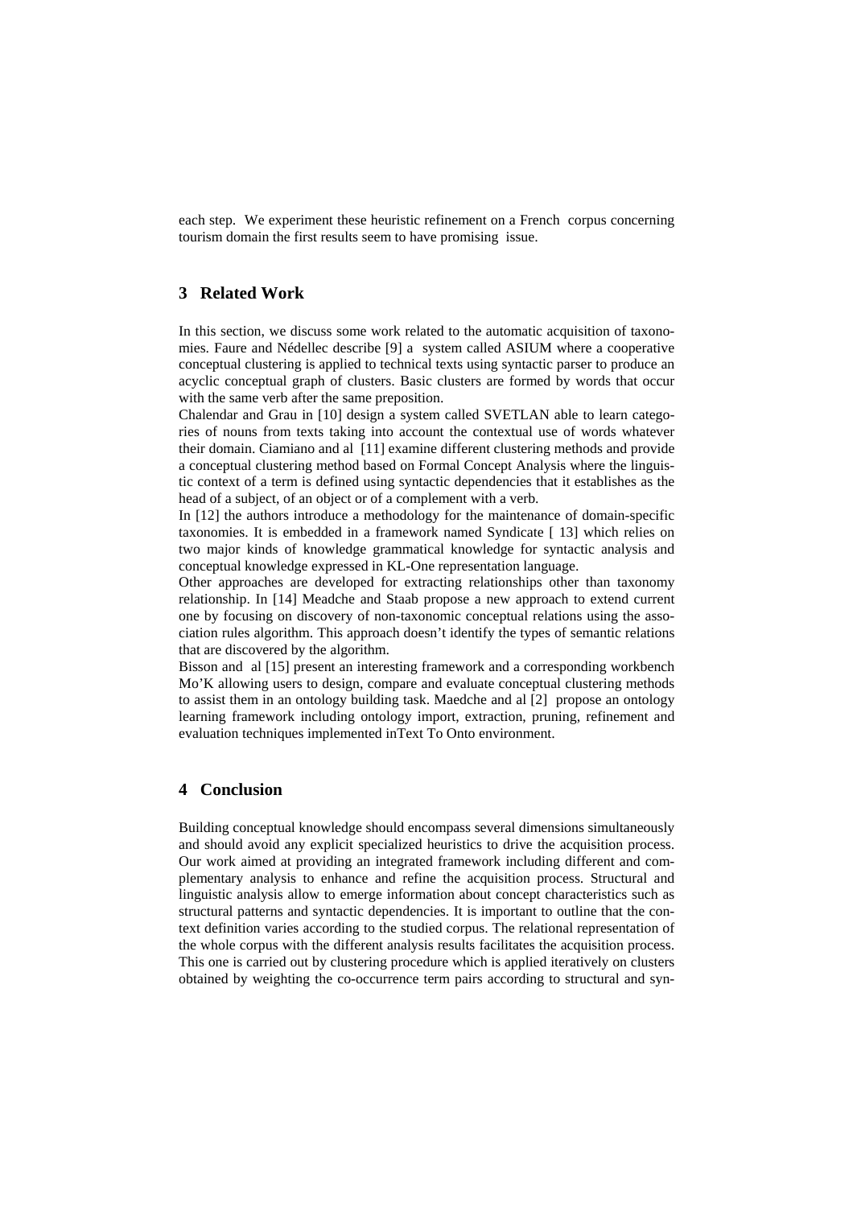each step. We experiment these heuristic refinement on a French corpus concerning tourism domain the first results seem to have promising issue.

## 3 Related Work

In this section, we discuss some work related to the automatic acquisition of taxonomies. Faure and Nédellec describe [9] a system called ASIUM where a cooperative conceptual clustering is applied to technical texts using syntactic parser to produce an acyclic conceptual graph of clusters. Basic clusters are formed by words that occur with the same verb after the same preposition.

Chalendar and Grau in [10] design a system called SVETLAN able to learn categories of nouns from texts taking into account the contextual use of words whatever their domain. Ciamiano and al [11] examine different clustering methods and provide a conceptual clustering method based on Formal Concept Analysis where the linguistic context of a term is defined using syntactic dependencies that it establishes as the head of a subject, of an object or of a complement with a verb.

In [12] the authors introduce a methodology for the maintenance of domain-specific taxonomies. It is embedded in a framework named Syndicate [ 13] which relies on two major kinds of knowledge grammatical knowledge for syntactic analysis and conceptual knowledge expressed in KL-One representation language.

Other approaches are developed for extracting relationships other than taxonomy relationship. In [14] Meadche and Staab propose a new approach to extend current one by focusing on discovery of non-taxonomic conceptual relations using the association rules algorithm. This approach doesn't identify the types of semantic relations that are discovered by the algorithm.

Bisson and al [15] present an interesting framework and a corresponding workbench Mo'K allowing users to design, compare and evaluate conceptual clustering methods to assist them in an ontology building task. Maedche and al [2] propose an ontology learning framework including ontology import, extraction, pruning, refinement and evaluation techniques implemented inText To Onto environment.

## 4 Conclusion

Building conceptual knowledge should encompass several dimensions simultaneously and should avoid any explicit specialized heuristics to drive the acquisition process. Our work aimed at providing an integrated framework including different and complementary analysis to enhance and refine the acquisition process. Structural and linguistic analysis allow to emerge information about concept characteristics such as structural patterns and syntactic dependencies. It is important to outline that the context definition varies according to the studied corpus. The relational representation of the whole corpus with the different analysis results facilitates the acquisition process. This one is carried out by clustering procedure which is applied iteratively on clusters obtained by weighting the co-occurrence term pairs according to structural and syn-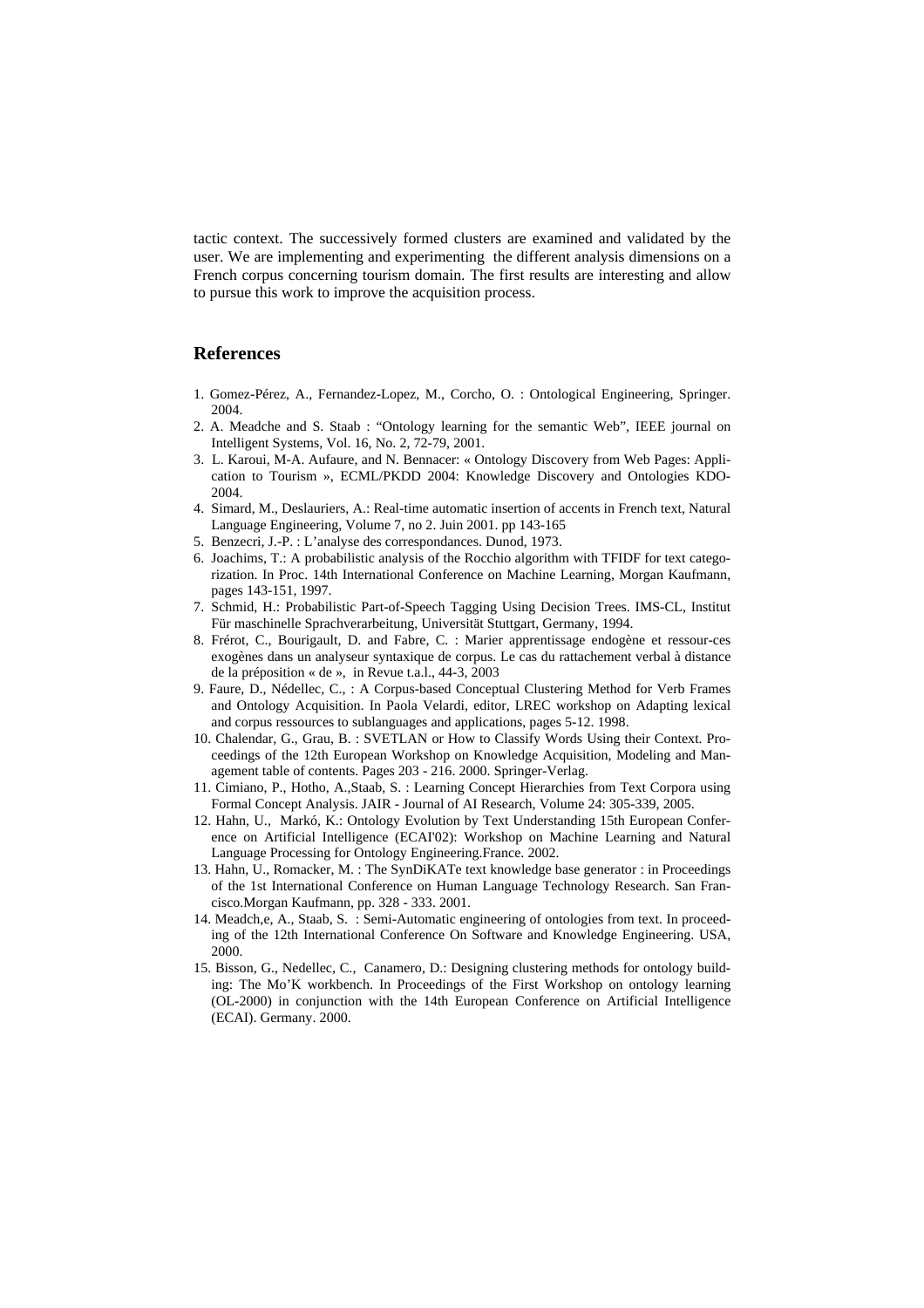tactic context. The successively formed clusters are examined and validated by the user. We are implementing and experimenting the different analysis dimensions on a French corpus concerning tourism domain. The first results are interesting and allow to pursue this work to improve the acquisition process.

## References

1. Gomez-Pérez, A., Fernandez-Lopez, M., Corcho, O. : Ontological Engineering, Springer. 2004.
2. A. Meadche and S. Staab : "Ontology learning for the semantic Web", IEEE journal on Intelligent Systems, Vol. 16, No. 2, 72-79, 2001.
3. L. Karoui, M-A. Aufaure, and N. Bennacer: « Ontology Discovery from Web Pages: Application to Tourism », ECML/PKDD 2004: Knowledge Discovery and Ontologies KDO-2004.
4. Simard, M., Deslauriers, A.: Real-time automatic insertion of accents in French text, Natural Language Engineering, Volume 7, no 2. Juin 2001. pp 143-165
5. Benzecri, J.-P. : L'analyse des correspondances. Dunod, 1973.
6. Joachims, T.: A probabilistic analysis of the Rocchio algorithm with TFIDF for text categorization. In Proc. 14th International Conference on Machine Learning, Morgan Kaufmann, pages 143-151, 1997.
7. Schmid, H.: Probabilistic Part-of-Speech Tagging Using Decision Trees. IMS-CL, Institut Für maschinelle Sprachverarbeitung, Universität Stuttgart, Germany, 1994.
8. Frérot, C., Bourigault, D. and Fabre, C. : Marier apprentissage endogène et ressour-ces exogènes dans un analyseur syntaxique de corpus. Le cas du rattachement verbal à distance de la préposition « de », in Revue t.a.l., 44-3, 2003
9. Faure, D., Nédellec, C., : A Corpus-based Conceptual Clustering Method for Verb Frames and Ontology Acquisition. In Paola Velardi, editor, LREC workshop on Adapting lexical and corpus ressources to sublanguages and applications, pages 5-12. 1998.
10. Chalendar, G., Grau, B. : SVETLAN or How to Classify Words Using their Context. Proceedings of the 12th European Workshop on Knowledge Acquisition, Modeling and Management table of contents. Pages 203 - 216. 2000. Springer-Verlag.
11. Cimiano, P., Hotho, A.,Staab, S. : Learning Concept Hierarchies from Text Corpora using Formal Concept Analysis. JAIR - Journal of AI Research, Volume 24: 305-339, 2005.
12. Hahn, U., Markó, K.: Ontology Evolution by Text Understanding 15th European Conference on Artificial Intelligence (ECAI'02): Workshop on Machine Learning and Natural Language Processing for Ontology Engineering.France. 2002.
13. Hahn, U., Romacker, M. : The SynDiKATe text knowledge base generator : in Proceedings of the 1st International Conference on Human Language Technology Research. San Francisco.Morgan Kaufmann, pp. 328 - 333. 2001.
14. Meadch,e, A., Staab, S. : Semi-Automatic engineering of ontologies from text. In proceeding of the 12th International Conference On Software and Knowledge Engineering. USA, 2000.
15. Bisson, G., Nedellec, C., Canamero, D.: Designing clustering methods for ontology building: The Mo'K workbench. In Proceedings of the First Workshop on ontology learning (OL-2000) in conjunction with the 14th European Conference on Artificial Intelligence (ECAI). Germany. 2000.